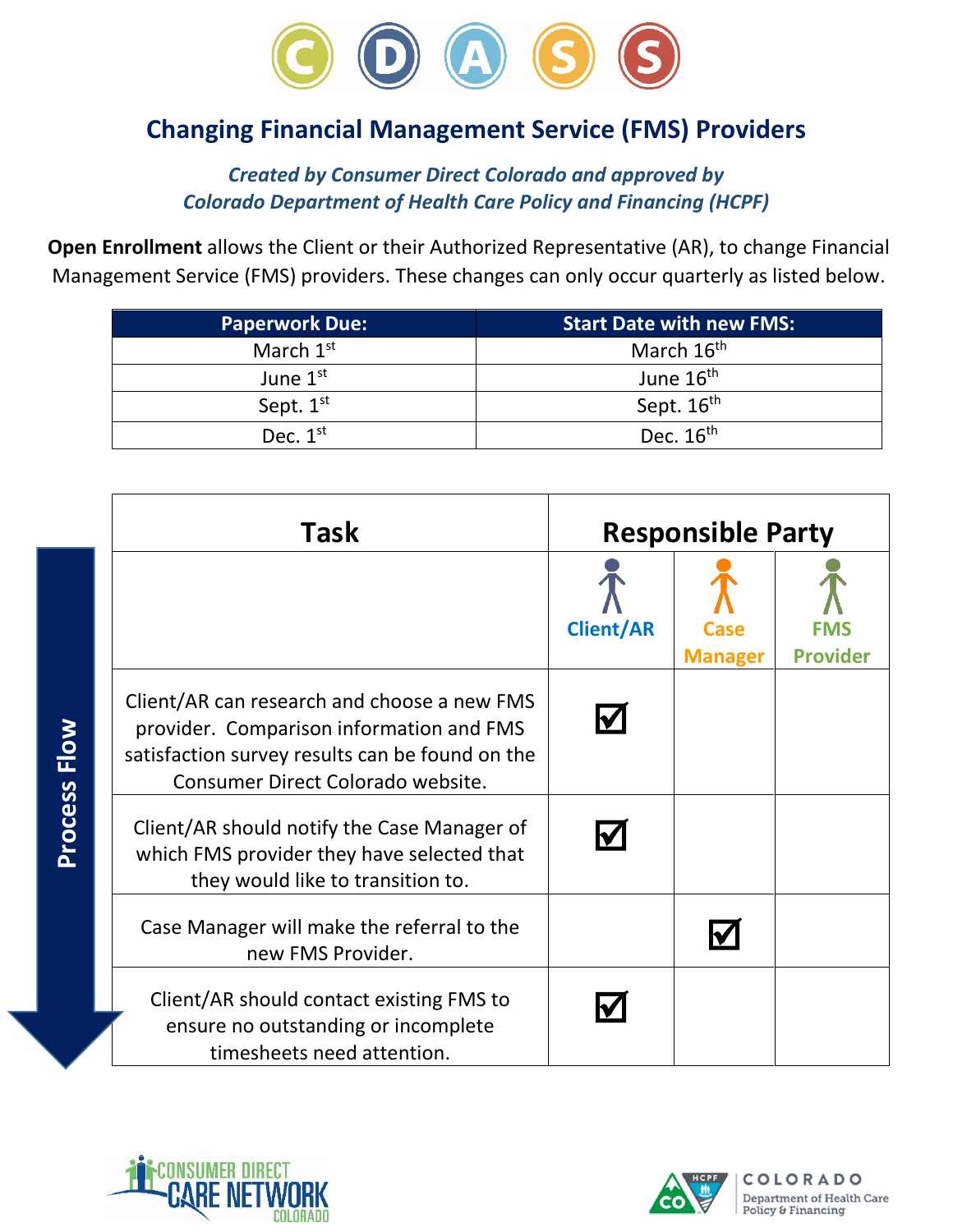# Changing Financial Management Service (FMS) Providers

*Created by Consumer Direct Colorado and approved by Colorado Department of Health Care Policy and Financing (HCPF)*

**Open Enrollment** allows the Client or their Authorized Representative (AR), to change Financial Management Service (FMS) providers. These changes can only occur quarterly as listed below.

| Paperwork Due: | Start Date with new FMS: |
|---|---|
| March 1st | March 16th |
| June 1st | June 16th |
| Sept. 1st | Sept. 16th |
| Dec. 1st | Dec. 16th |

**Process Flow**

| Task | Responsible Party | | |
|---|---|---|---|
| | Client/AR | Case Manager | FMS Provider |
| Client/AR can research and choose a new FMS provider. Comparison information and FMS satisfaction survey results can be found on the Consumer Direct Colorado website. | ☑ | | |
| Client/AR should notify the Case Manager of which FMS provider they have selected that they would like to transition to. | ☑ | | |
| Case Manager will make the referral to the new FMS Provider. | | ☑ | |
| Client/AR should contact existing FMS to ensure no outstanding or incomplete timesheets need attention. | ☑ | | |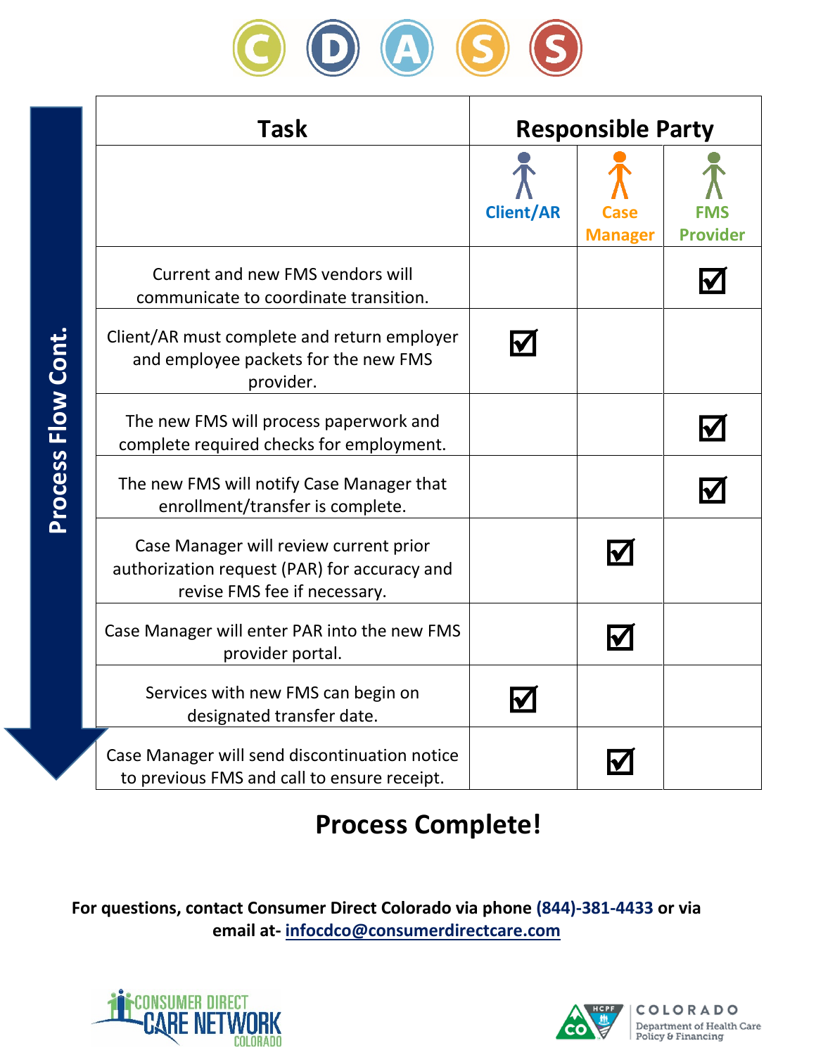CDASS

Process Flow Cont.

| Task | Responsible Party | | |
|---|---|---|---|
| | Client/AR | Case Manager | FMS Provider |
| Current and new FMS vendors will communicate to coordinate transition. | | | ☑ |
| Client/AR must complete and return employer and employee packets for the new FMS provider. | ☑ | | |
| The new FMS will process paperwork and complete required checks for employment. | | | ☑ |
| The new FMS will notify Case Manager that enrollment/transfer is complete. | | | ☑ |
| Case Manager will review current prior authorization request (PAR) for accuracy and revise FMS fee if necessary. | | ☑ | |
| Case Manager will enter PAR into the new FMS provider portal. | | ☑ | |
| Services with new FMS can begin on designated transfer date. | ☑ | | |
| Case Manager will send discontinuation notice to previous FMS and call to ensure receipt. | | ☑ | |

## Process Complete!

**For questions, contact Consumer Direct Colorado via phone (844)-381-4433 or via email at- infocdco@consumerdirectcare.com**

CONSUMER DIRECT CARE NETWORK COLORADO

COLORADO Department of Health Care Policy & Financing